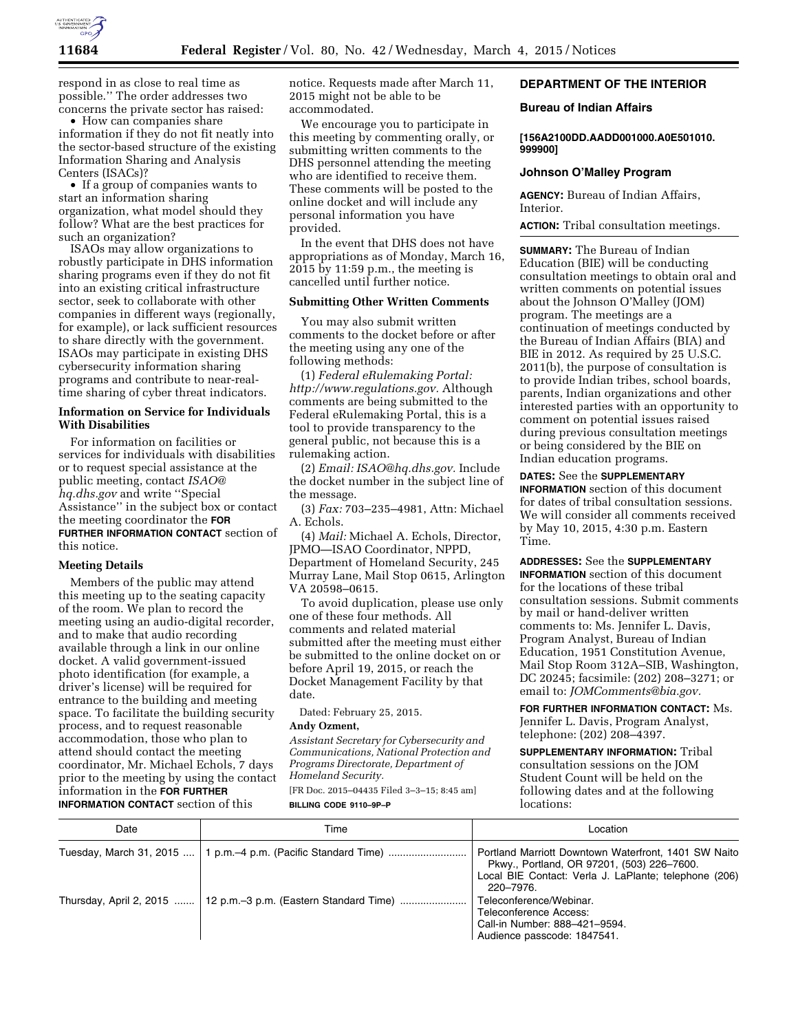respond in as close to real time as possible.'' The order addresses two concerns the private sector has raised:

- How can companies share information if they do not fit neatly into the sector-based structure of the existing Information Sharing and Analysis Centers (ISACs)?
- If a group of companies wants to start an information sharing organization, what model should they follow? What are the best practices for such an organization?

ISAOs may allow organizations to robustly participate in DHS information sharing programs even if they do not fit into an existing critical infrastructure sector, seek to collaborate with other companies in different ways (regionally, for example), or lack sufficient resources to share directly with the government. ISAOs may participate in existing DHS cybersecurity information sharing programs and contribute to near-real-time sharing of cyber threat indicators.

### Information on Service for Individuals With Disabilities

For information on facilities or services for individuals with disabilities or to request special assistance at the public meeting, contact *ISAO@hq.dhs.gov* and write ''Special Assistance'' in the subject box or contact the meeting coordinator the **FOR FURTHER INFORMATION CONTACT** section of this notice.

### Meeting Details

Members of the public may attend this meeting up to the seating capacity of the room. We plan to record the meeting using an audio-digital recorder, and to make that audio recording available through a link in our online docket. A valid government-issued photo identification (for example, a driver's license) will be required for entrance to the building and meeting space. To facilitate the building security process, and to request reasonable accommodation, those who plan to attend should contact the meeting coordinator, Mr. Michael Echols, 7 days prior to the meeting by using the contact information in the **FOR FURTHER INFORMATION CONTACT** section of this notice. Requests made after March 11, 2015 might not be able to be accommodated.

We encourage you to participate in this meeting by commenting orally, or submitting written comments to the DHS personnel attending the meeting who are identified to receive them. These comments will be posted to the online docket and will include any personal information you have provided.

In the event that DHS does not have appropriations as of Monday, March 16, 2015 by 11:59 p.m., the meeting is cancelled until further notice.

### Submitting Other Written Comments

You may also submit written comments to the docket before or after the meeting using any one of the following methods:

(1) *Federal eRulemaking Portal: http://www.regulations.gov.* Although comments are being submitted to the Federal eRulemaking Portal, this is a tool to provide transparency to the general public, not because this is a rulemaking action.

(2) *Email: ISAO@hq.dhs.gov.* Include the docket number in the subject line of the message.

(3) *Fax:* 703–235–4981, Attn: Michael A. Echols.

(4) *Mail:* Michael A. Echols, Director, JPMO—ISAO Coordinator, NPPD, Department of Homeland Security, 245 Murray Lane, Mail Stop 0615, Arlington VA 20598–0615.

To avoid duplication, please use only one of these four methods. All comments and related material submitted after the meeting must either be submitted to the online docket on or before April 19, 2015, or reach the Docket Management Facility by that date.

Dated: February 25, 2015.

**Andy Ozment,**

*Assistant Secretary for Cybersecurity and Communications, National Protection and Programs Directorate, Department of Homeland Security.*

[FR Doc. 2015–04435 Filed 3–3–15; 8:45 am]

**BILLING CODE 9110–9P–P**

## DEPARTMENT OF THE INTERIOR

### Bureau of Indian Affairs

**[156A2100DD.AADD001000.A0E501010.999900]**

### Johnson O'Malley Program

**AGENCY:** Bureau of Indian Affairs, Interior.

**ACTION:** Tribal consultation meetings.

**SUMMARY:** The Bureau of Indian Education (BIE) will be conducting consultation meetings to obtain oral and written comments on potential issues about the Johnson O'Malley (JOM) program. The meetings are a continuation of meetings conducted by the Bureau of Indian Affairs (BIA) and BIE in 2012. As required by 25 U.S.C. 2011(b), the purpose of consultation is to provide Indian tribes, school boards, parents, Indian organizations and other interested parties with an opportunity to comment on potential issues raised during previous consultation meetings or being considered by the BIE on Indian education programs.

**DATES:** See the **SUPPLEMENTARY INFORMATION** section of this document for dates of tribal consultation sessions. We will consider all comments received by May 10, 2015, 4:30 p.m. Eastern Time.

**ADDRESSES:** See the **SUPPLEMENTARY INFORMATION** section of this document for the locations of these tribal consultation sessions. Submit comments by mail or hand-deliver written comments to: Ms. Jennifer L. Davis, Program Analyst, Bureau of Indian Education, 1951 Constitution Avenue, Mail Stop Room 312A–SIB, Washington, DC 20245; facsimile: (202) 208–3271; or email to: *JOMComments@bia.gov.*

**FOR FURTHER INFORMATION CONTACT:** Ms. Jennifer L. Davis, Program Analyst, telephone: (202) 208–4397.

**SUPPLEMENTARY INFORMATION:** Tribal consultation sessions on the JOM Student Count will be held on the following dates and at the following locations:

| Date | Time | Location |
|---|---|---|
| Tuesday, March 31, 2015 | 1 p.m.–4 p.m. (Pacific Standard Time) | Portland Marriott Downtown Waterfront, 1401 SW Naito Pkwy., Portland, OR 97201, (503) 226–7600.<br>Local BIE Contact: Verla J. LaPlante; telephone (206) 220–7976. |
| Thursday, April 2, 2015 | 12 p.m.–3 p.m. (Eastern Standard Time) | Teleconference/Webinar.<br>Teleconference Access:<br>Call-in Number: 888–421–9594.<br>Audience passcode: 1847541. |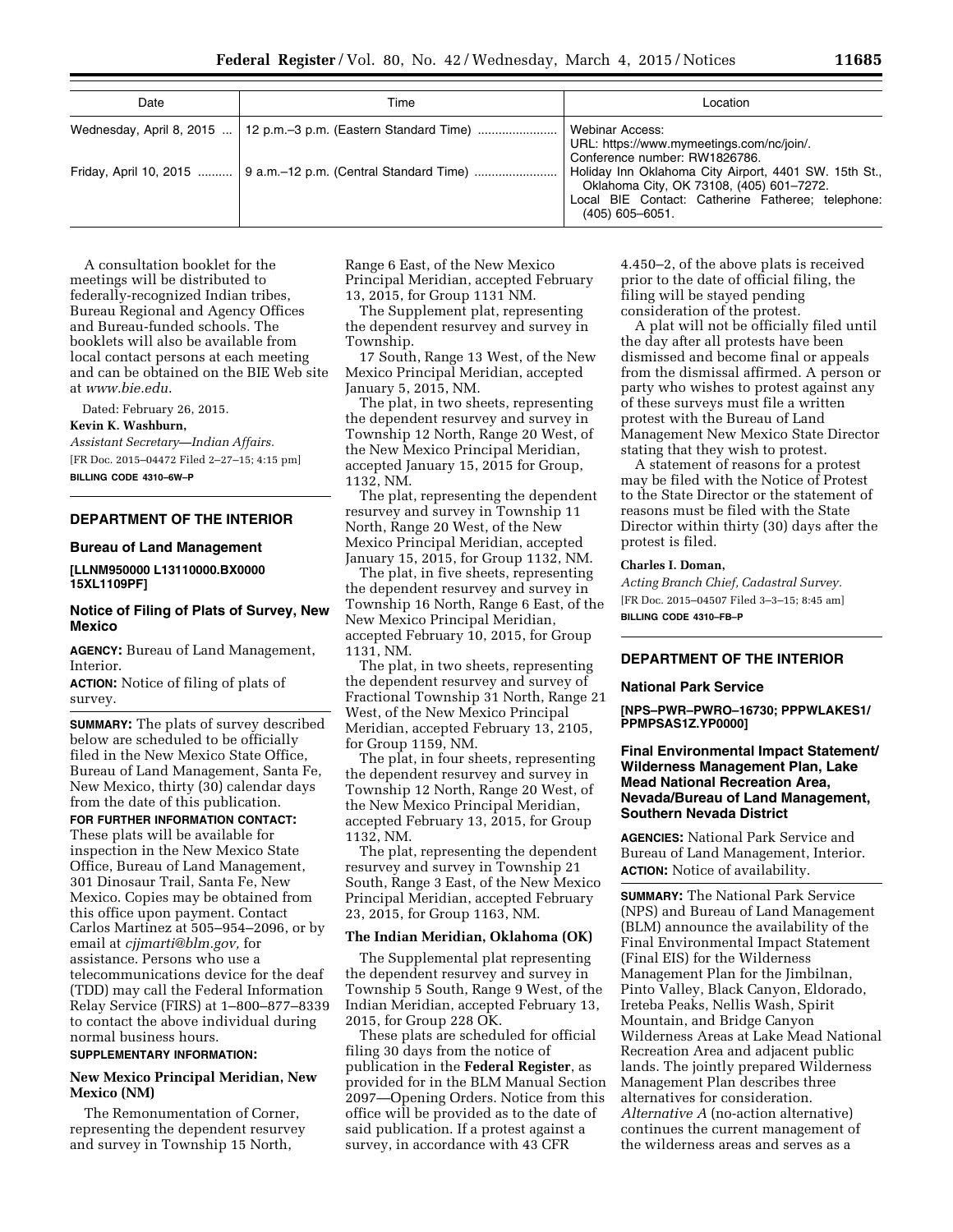| Date | Time | Location |
| --- | --- | --- |
| Wednesday, April 8, 2015 | 12 p.m.–3 p.m. (Eastern Standard Time) | Webinar Access: URL: https://www.mymeetings.com/nc/join/. Conference number: RW1826786. |
| Friday, April 10, 2015 | 9 a.m.–12 p.m. (Central Standard Time) | Holiday Inn Oklahoma City Airport, 4401 SW. 15th St., Oklahoma City, OK 73108, (405) 601–7272. Local BIE Contact: Catherine Fatheree; telephone: (405) 605–6051. |

A consultation booklet for the meetings will be distributed to federally-recognized Indian tribes, Bureau Regional and Agency Offices and Bureau-funded schools. The booklets will also be available from local contact persons at each meeting and can be obtained on the BIE Web site at *www.bie.edu*.

Dated: February 26, 2015.

**Kevin K. Washburn,**

*Assistant Secretary—Indian Affairs.*

[FR Doc. 2015–04472 Filed 2–27–15; 4:15 pm]

**BILLING CODE 4310–6W–P**

## DEPARTMENT OF THE INTERIOR

### Bureau of Land Management

**[LLNM950000 L13110000.BX0000 15XL1109PF]**

### Notice of Filing of Plats of Survey, New Mexico

**AGENCY:** Bureau of Land Management, Interior.

**ACTION:** Notice of filing of plats of survey.

**SUMMARY:** The plats of survey described below are scheduled to be officially filed in the New Mexico State Office, Bureau of Land Management, Santa Fe, New Mexico, thirty (30) calendar days from the date of this publication.

**FOR FURTHER INFORMATION CONTACT:** These plats will be available for inspection in the New Mexico State Office, Bureau of Land Management, 301 Dinosaur Trail, Santa Fe, New Mexico. Copies may be obtained from this office upon payment. Contact Carlos Martinez at 505–954–2096, or by email at *cjjmarti@blm.gov,* for assistance. Persons who use a telecommunications device for the deaf (TDD) may call the Federal Information Relay Service (FIRS) at 1–800–877–8339 to contact the above individual during normal business hours.

**SUPPLEMENTARY INFORMATION:**

#### New Mexico Principal Meridian, New Mexico (NM)

The Remonumentation of Corner, representing the dependent resurvey and survey in Township 15 North, Range 6 East, of the New Mexico Principal Meridian, accepted February 13, 2015, for Group 1131 NM.

The Supplement plat, representing the dependent resurvey and survey in Township.

17 South, Range 13 West, of the New Mexico Principal Meridian, accepted January 5, 2015, NM.

The plat, in two sheets, representing the dependent resurvey and survey in Township 12 North, Range 20 West, of the New Mexico Principal Meridian, accepted January 15, 2015 for Group, 1132, NM.

The plat, representing the dependent resurvey and survey in Township 11 North, Range 20 West, of the New Mexico Principal Meridian, accepted January 15, 2015, for Group 1132, NM.

The plat, in five sheets, representing the dependent resurvey and survey in Township 16 North, Range 6 East, of the New Mexico Principal Meridian, accepted February 10, 2015, for Group 1131, NM.

The plat, in two sheets, representing the dependent resurvey and survey of Fractional Township 31 North, Range 21 West, of the New Mexico Principal Meridian, accepted February 13, 2105, for Group 1159, NM.

The plat, in four sheets, representing the dependent resurvey and survey in Township 12 North, Range 20 West, of the New Mexico Principal Meridian, accepted February 13, 2015, for Group 1132, NM.

The plat, representing the dependent resurvey and survey in Township 21 South, Range 3 East, of the New Mexico Principal Meridian, accepted February 23, 2015, for Group 1163, NM.

#### The Indian Meridian, Oklahoma (OK)

The Supplemental plat representing the dependent resurvey and survey in Township 5 South, Range 9 West, of the Indian Meridian, accepted February 13, 2015, for Group 228 OK.

These plats are scheduled for official filing 30 days from the notice of publication in the **Federal Register**, as provided for in the BLM Manual Section 2097—Opening Orders. Notice from this office will be provided as to the date of said publication. If a protest against a survey, in accordance with 43 CFR 4.450–2, of the above plats is received prior to the date of official filing, the filing will be stayed pending consideration of the protest.

A plat will not be officially filed until the day after all protests have been dismissed and become final or appeals from the dismissal affirmed. A person or party who wishes to protest against any of these surveys must file a written protest with the Bureau of Land Management New Mexico State Director stating that they wish to protest.

A statement of reasons for a protest may be filed with the Notice of Protest to the State Director or the statement of reasons must be filed with the State Director within thirty (30) days after the protest is filed.

**Charles I. Doman,**

*Acting Branch Chief, Cadastral Survey.*

[FR Doc. 2015–04507 Filed 3–3–15; 8:45 am]

**BILLING CODE 4310–FB–P**

## DEPARTMENT OF THE INTERIOR

### National Park Service

**[NPS–PWR–PWRO–16730; PPPWLAKES1/PPMPSAS1Z.YP0000]**

### Final Environmental Impact Statement/Wilderness Management Plan, Lake Mead National Recreation Area, Nevada/Bureau of Land Management, Southern Nevada District

**AGENCIES:** National Park Service and Bureau of Land Management, Interior.

**ACTION:** Notice of availability.

**SUMMARY:** The National Park Service (NPS) and Bureau of Land Management (BLM) announce the availability of the Final Environmental Impact Statement (Final EIS) for the Wilderness Management Plan for the Jimbilnan, Pinto Valley, Black Canyon, Eldorado, Ireteba Peaks, Nellis Wash, Spirit Mountain, and Bridge Canyon Wilderness Areas at Lake Mead National Recreation Area and adjacent public lands. The jointly prepared Wilderness Management Plan describes three alternatives for consideration. *Alternative A* (no-action alternative) continues the current management of the wilderness areas and serves as a